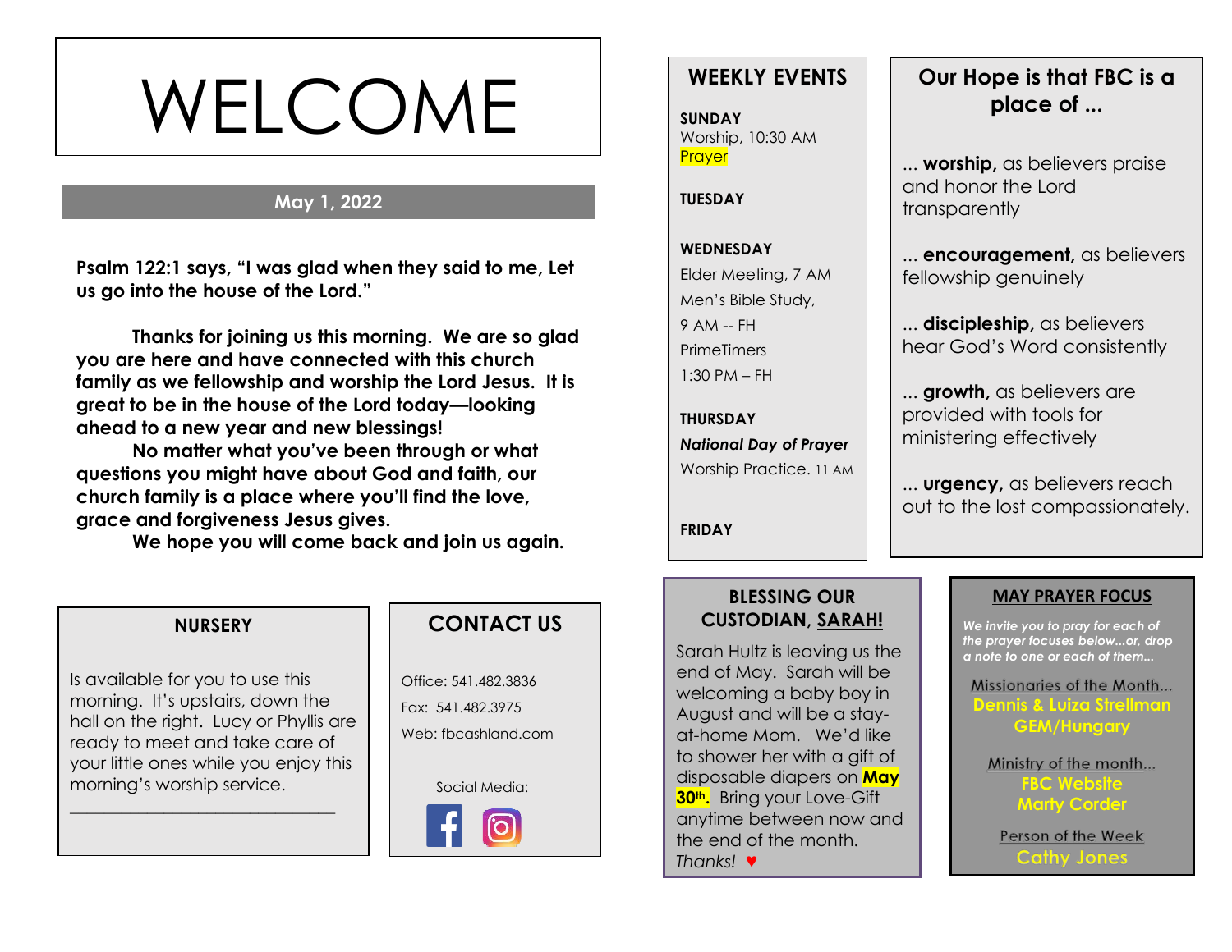# WELCOME

**May 1, 2022**

**Psalm 122:1 says, "I was glad when they said to me, Let us go into the house of the Lord."**

**Thanks for joining us this morning. We are so glad you are here and have connected with this church family as we fellowship and worship the Lord Jesus. It is great to be in the house of the Lord today—looking ahead to a new year and new blessings!**

**No matter what you've been through or what questions you might have about God and faith, our church family is a place where you'll find the love, grace and forgiveness Jesus gives.**

**We hope you will come back and join us again.**

## NURSERY

Is available for you to use this morning. It's upstairs, down the hall on the right. Lucy or Phyllis are ready to meet and take care of your little ones while you enjoy this morning's worship service.

______________________________

## CONTACT US

Office: 541.482.3836

Fax: 541.482.3975

Web: fbcashland.com

Social Media:

## WEEKLY EVENTS

**SUNDAY**
Worship, 10:30 AM
Prayer

**TUESDAY**

**WEDNESDAY**
Elder Meeting, 7 AM
Men's Bible Study, 9 AM -- FH
PrimeTimers 1:30 PM – FH

**THURSDAY**
***National Day of Prayer***
Worship Practice. 11 AM

**FRIDAY**

## Our Hope is that FBC is a place of ...

... **worship,** as believers praise and honor the Lord transparently

... **encouragement,** as believers fellowship genuinely

... **discipleship,** as believers hear God's Word consistently

... **growth,** as believers are provided with tools for ministering effectively

... **urgency,** as believers reach out to the lost compassionately.

## BLESSING OUR CUSTODIAN, SARAH!

Sarah Hultz is leaving us the end of May. Sarah will be welcoming a baby boy in August and will be a stay-at-home Mom. We'd like to shower her with a gift of disposable diapers on **May 30th**. Bring your Love-Gift anytime between now and the end of the month. *Thanks!* ♥

## MAY PRAYER FOCUS

***We invite you to pray for each of the prayer focuses below...or, drop a note to one or each of them...***

Missionaries of the Month...
**Dennis & Luiza Strellman**
**GEM/Hungary**

Ministry of the month...
**FBC Website**
**Marty Corder**

Person of the Week
**Cathy Jones**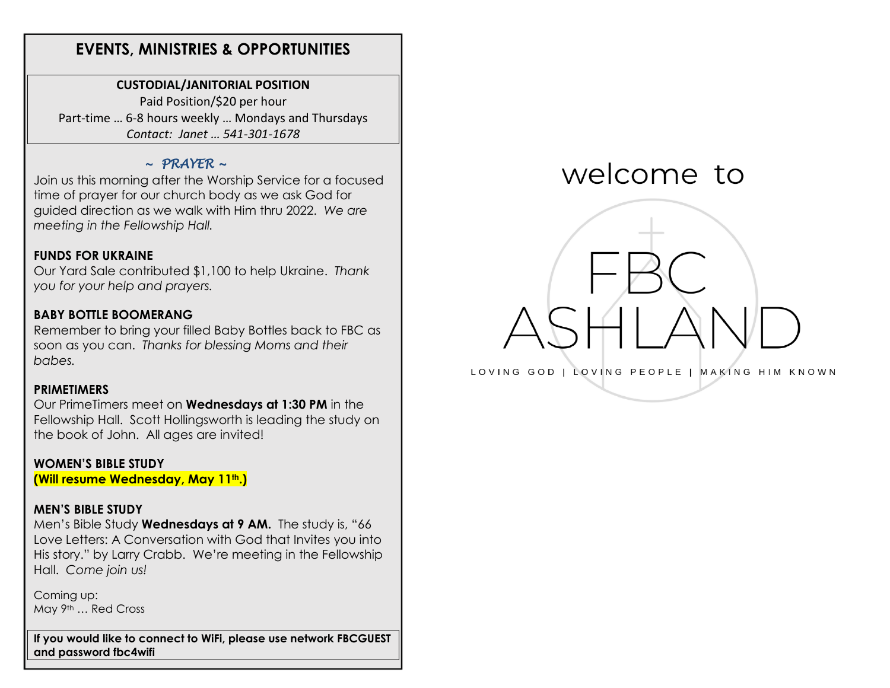## EVENTS, MINISTRIES & OPPORTUNITIES

**CUSTODIAL/JANITORIAL POSITION**

Paid Position/$20 per hour

Part-time … 6-8 hours weekly … Mondays and Thursdays

*Contact: Janet … 541-301-1678*

### *~ PRAYER ~*

Join us this morning after the Worship Service for a focused time of prayer for our church body as we ask God for guided direction as we walk with Him thru 2022. *We are meeting in the Fellowship Hall.*

**FUNDS FOR UKRAINE**

Our Yard Sale contributed $1,100 to help Ukraine. *Thank you for your help and prayers.*

**BABY BOTTLE BOOMERANG**

Remember to bring your filled Baby Bottles back to FBC as soon as you can. *Thanks for blessing Moms and their babes.*

**PRIMETIMERS**

Our PrimeTimers meet on **Wednesdays at 1:30 PM** in the Fellowship Hall. Scott Hollingsworth is leading the study on the book of John. All ages are invited!

**WOMEN'S BIBLE STUDY**

**(Will resume Wednesday, May 11th.)**

**MEN'S BIBLE STUDY**

Men's Bible Study **Wednesdays at 9 AM.** The study is, "66 Love Letters: A Conversation with God that Invites you into His story." by Larry Crabb. We're meeting in the Fellowship Hall. *Come join us!*

Coming up:
May 9th … Red Cross

**If you would like to connect to WiFi, please use network FBCGUEST and password fbc4wifi**

welcome to

FBC ASHLAND

LOVING GOD | LOVING PEOPLE | MAKING HIM KNOWN